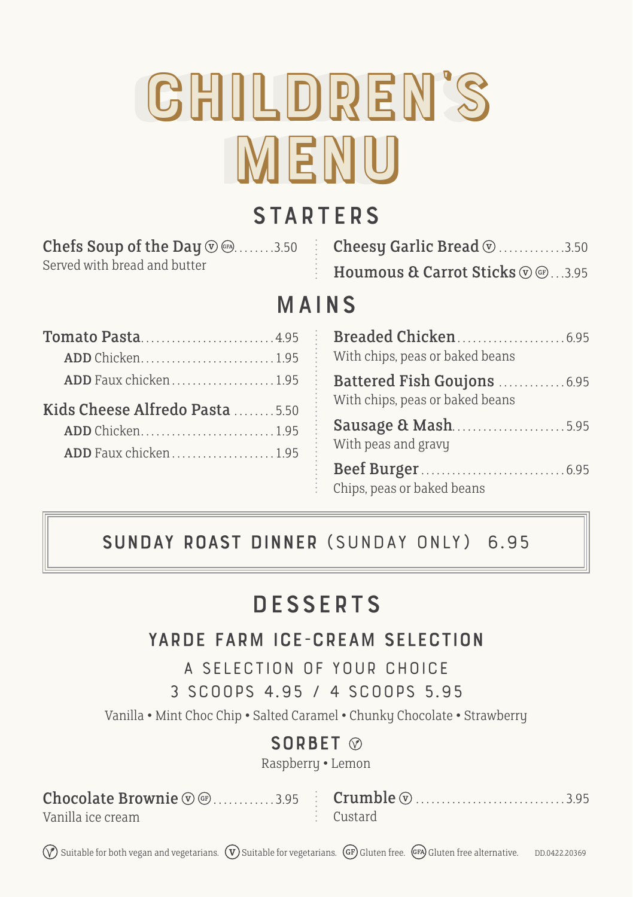# CHILDREN'S MENU

## STARTERS

**Chefs Soup of the Day** (V) (GFA) ........ 3.50
Served with bread and butter

**Cheesy Garlic Bread** (V) ............ 3.50

**Houmous & Carrot Sticks** (V) (GF) ... 3.95

## MAINS

**Tomato Pasta** ........................ 4.95
- **ADD** Chicken ........................ 1.95
- **ADD** Faux chicken .................... 1.95

**Kids Cheese Alfredo Pasta** ........ 5.50
- **ADD** Chicken ........................ 1.95
- **ADD** Faux chicken .................... 1.95

**Breaded Chicken** .................... 6.95
With chips, peas or baked beans

**Battered Fish Goujons** ............. 6.95
With chips, peas or baked beans

**Sausage & Mash** ..................... 5.95
With peas and gravy

**Beef Burger** ......................... 6.95
Chips, peas or baked beans

**SUNDAY ROAST DINNER** (SUNDAY ONLY) 6.95

## DESSERTS

### YARDE FARM ICE-CREAM SELECTION

A SELECTION OF YOUR CHOICE
3 SCOOPS 4.95 / 4 SCOOPS 5.95

Vanilla • Mint Choc Chip • Salted Caramel • Chunky Chocolate • Strawberry

### SORBET (VG)

Raspberry • Lemon

**Chocolate Brownie** (V) (GF) ............ 3.95
Vanilla ice cream

**Crumble** (V) ............................ 3.95
Custard

(VG) Suitable for both vegan and vegetarians. (V) Suitable for vegetarians. (GF) Gluten free. (GFA) Gluten free alternative.

DD.0422.20369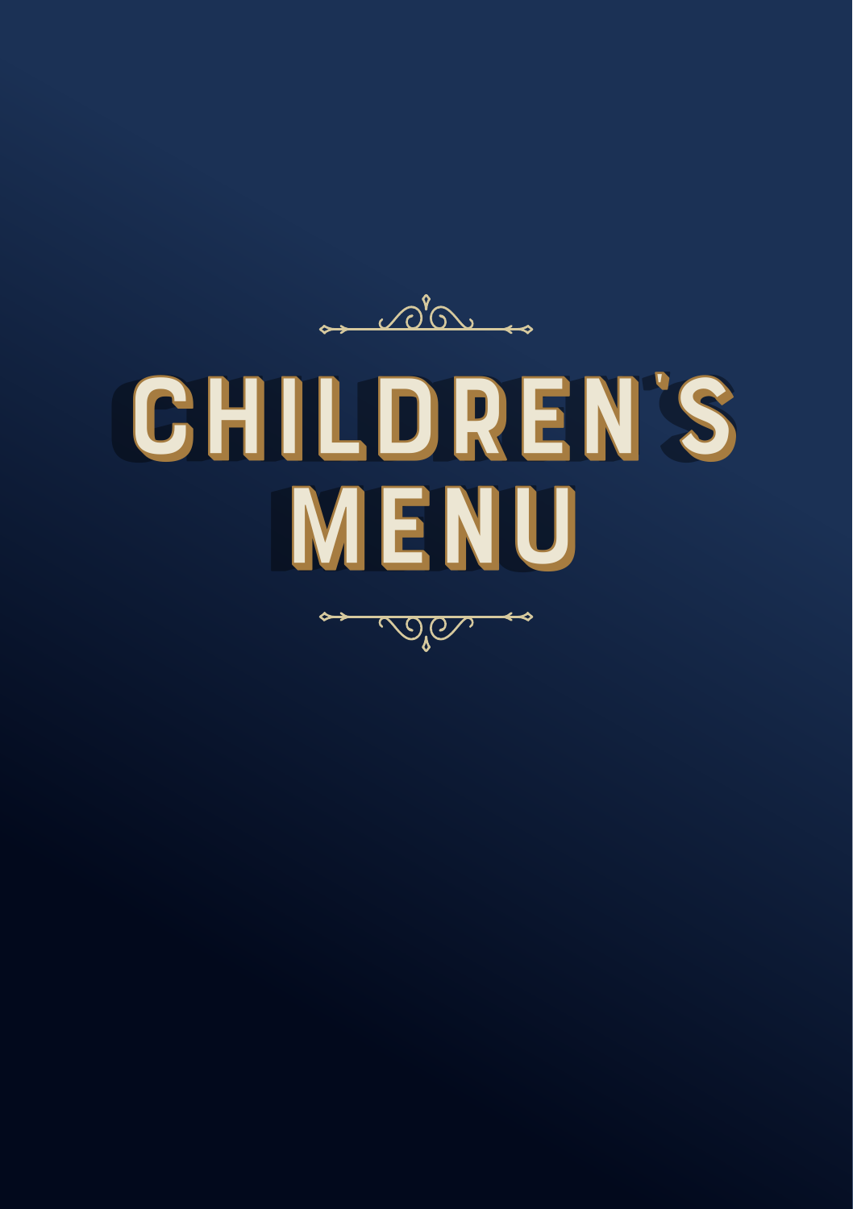# CHILDREN'S MENU